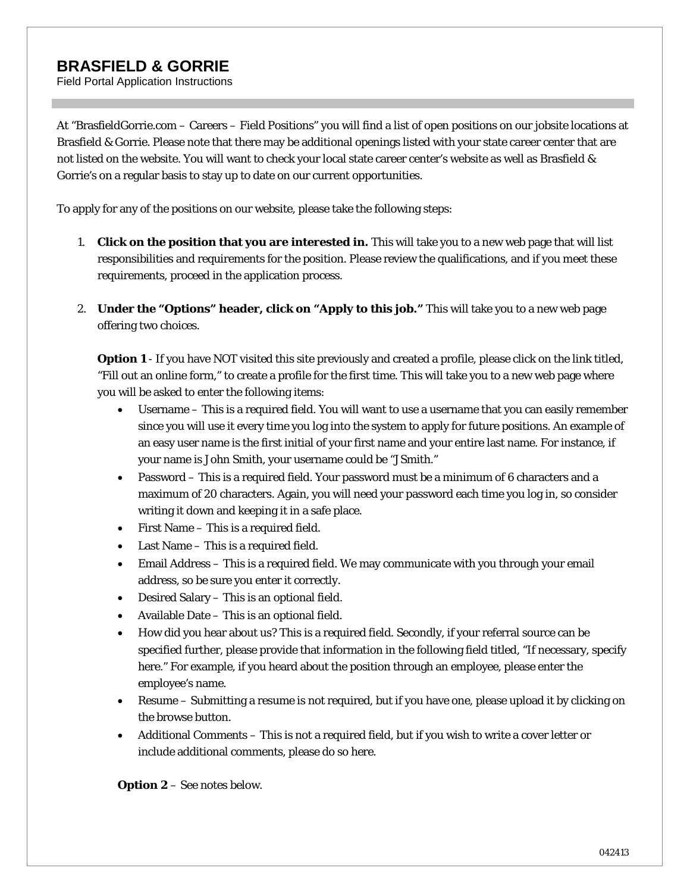# BRASFIELD & GORRIE

Field Portal Application Instructions

At "BrasfieldGorrie.com – Careers – Field Positions" you will find a list of open positions on our jobsite locations at Brasfield & Gorrie. Please note that there may be additional openings listed with your state career center that are not listed on the website. You will want to check your local state career center's website as well as Brasfield & Gorrie's on a regular basis to stay up to date on our current opportunities.

To apply for any of the positions on our website, please take the following steps:

1. **Click on the position that you are interested in.** This will take you to a new web page that will list responsibilities and requirements for the position. Please review the qualifications, and if you meet these requirements, proceed in the application process.

2. **Under the "Options" header, click on "Apply to this job."** This will take you to a new web page offering two choices.

   **Option 1** - If you have NOT visited this site previously and created a profile, please click on the link titled, "Fill out an online form," to create a profile for the first time. This will take you to a new web page where you will be asked to enter the following items:

   - Username – This is a required field. You will want to use a username that you can easily remember since you will use it every time you log into the system to apply for future positions. An example of an easy user name is the first initial of your first name and your entire last name. For instance, if your name is John Smith, your username could be "JSmith."
   - Password – This is a required field. Your password must be a minimum of 6 characters and a maximum of 20 characters. Again, you will need your password each time you log in, so consider writing it down and keeping it in a safe place.
   - First Name – This is a required field.
   - Last Name – This is a required field.
   - Email Address – This is a required field. We may communicate with you through your email address, so be sure you enter it correctly.
   - Desired Salary – This is an optional field.
   - Available Date – This is an optional field.
   - How did you hear about us? This is a required field. Secondly, if your referral source can be specified further, please provide that information in the following field titled, "If necessary, specify here." For example, if you heard about the position through an employee, please enter the employee's name.
   - Resume – Submitting a resume is not required, but if you have one, please upload it by clicking on the browse button.
   - Additional Comments – This is not a required field, but if you wish to write a cover letter or include additional comments, please do so here.

   **Option 2** – See notes below.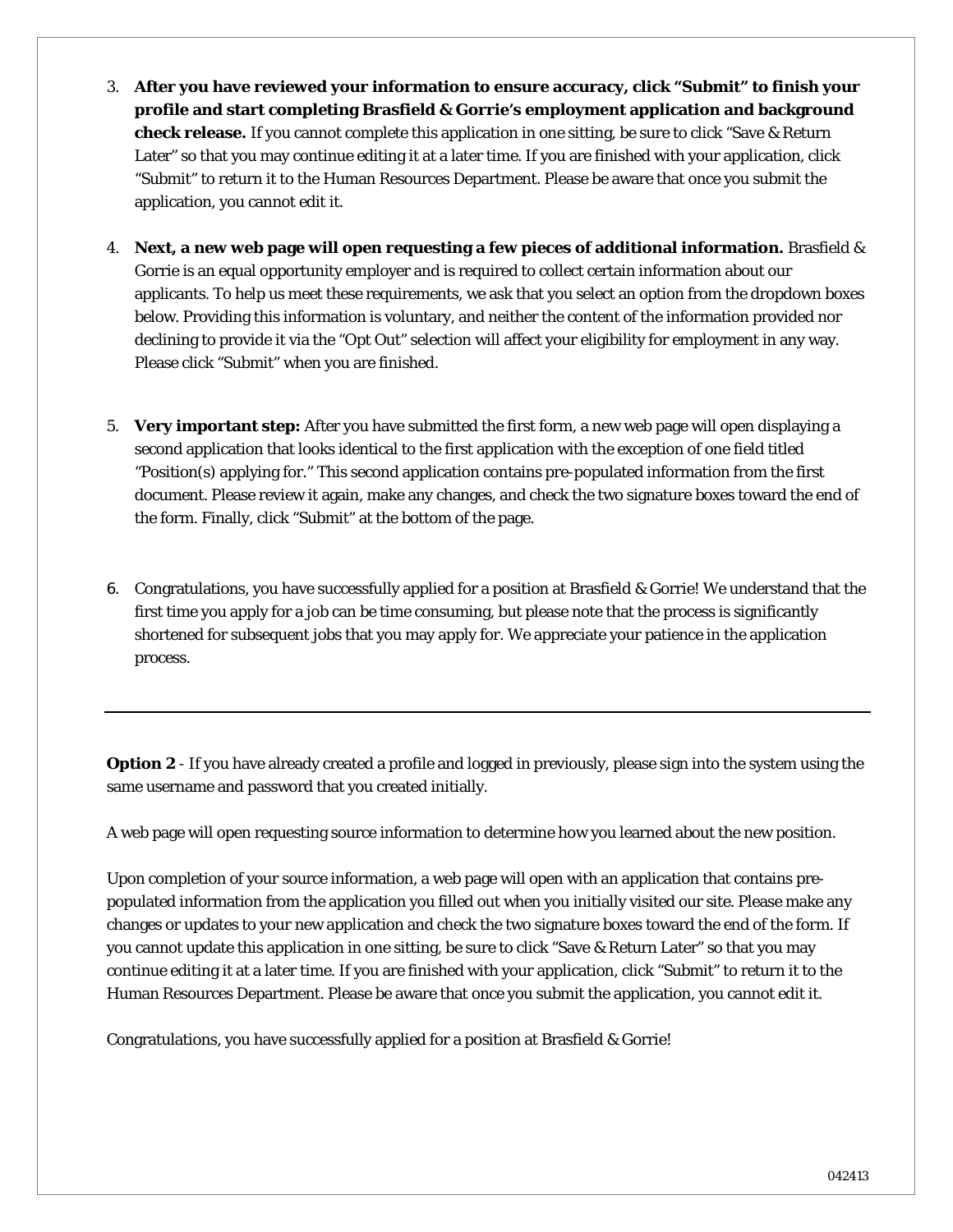3. **After you have reviewed your information to ensure accuracy, click "Submit" to finish your profile and start completing Brasfield & Gorrie's employment application and background check release.** If you cannot complete this application in one sitting, be sure to click "Save & Return Later" so that you may continue editing it at a later time. If you are finished with your application, click "Submit" to return it to the Human Resources Department. Please be aware that once you submit the application, you cannot edit it.

4. **Next, a new web page will open requesting a few pieces of additional information.** Brasfield & Gorrie is an equal opportunity employer and is required to collect certain information about our applicants. To help us meet these requirements, we ask that you select an option from the dropdown boxes below. Providing this information is voluntary, and neither the content of the information provided nor declining to provide it via the "Opt Out" selection will affect your eligibility for employment in any way. Please click "Submit" when you are finished.

5. **Very important step:** After you have submitted the first form, a new web page will open displaying a second application that looks identical to the first application with the exception of one field titled "Position(s) applying for." This second application contains pre-populated information from the first document. Please review it again, make any changes, and check the two signature boxes toward the end of the form. Finally, click "Submit" at the bottom of the page.

6. Congratulations, you have successfully applied for a position at Brasfield & Gorrie! We understand that the first time you apply for a job can be time consuming, but please note that the process is significantly shortened for subsequent jobs that you may apply for. We appreciate your patience in the application process.

---

**Option 2** - If you have already created a profile and logged in previously, please sign into the system using the same username and password that you created initially.

A web page will open requesting source information to determine how you learned about the new position.

Upon completion of your source information, a web page will open with an application that contains pre-populated information from the application you filled out when you initially visited our site. Please make any changes or updates to your new application and check the two signature boxes toward the end of the form. If you cannot update this application in one sitting, be sure to click "Save & Return Later" so that you may continue editing it at a later time. If you are finished with your application, click "Submit" to return it to the Human Resources Department. Please be aware that once you submit the application, you cannot edit it.

Congratulations, you have successfully applied for a position at Brasfield & Gorrie!

042413